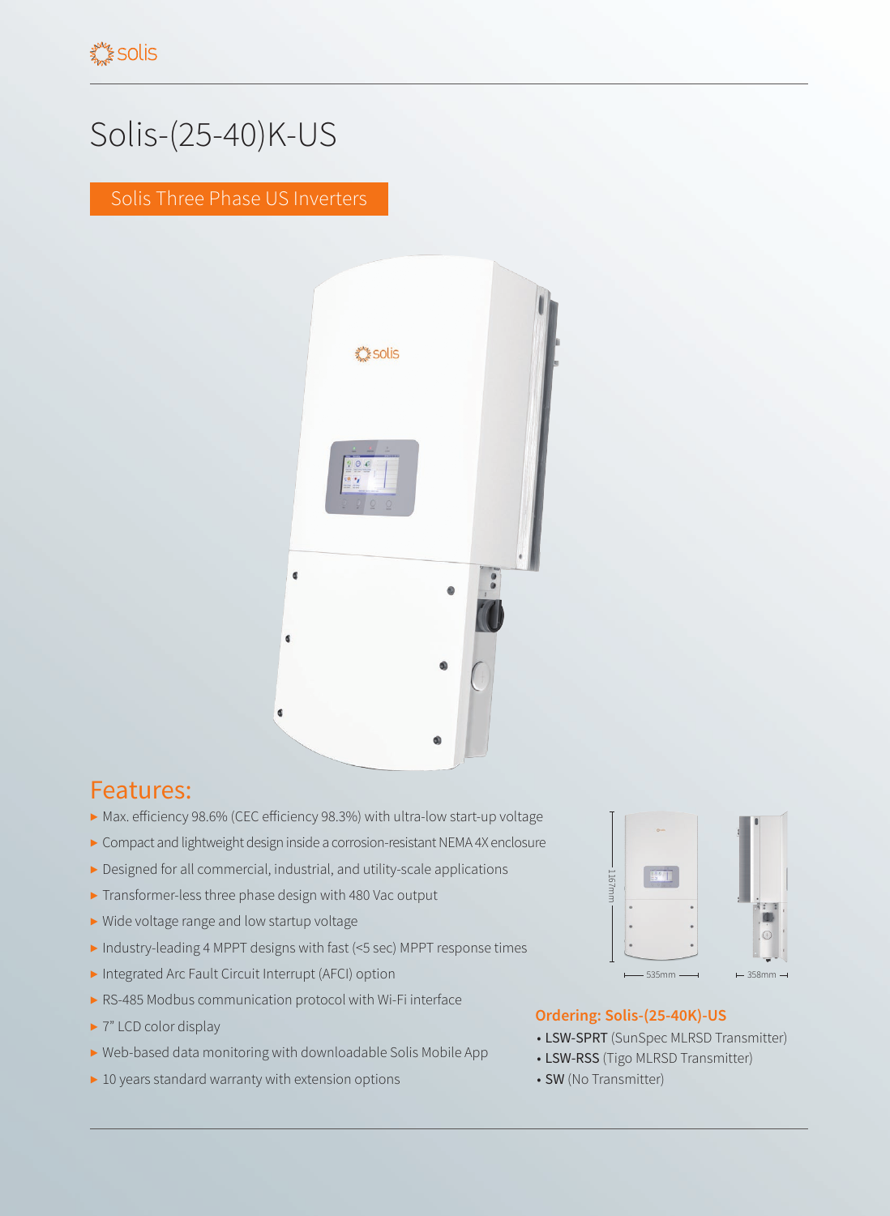# Solis-(25-40)K-US

## Solis Three Phase US Inverters

## Features:

- Max. efficiency 98.6% (CEC efficiency 98.3%) with ultra-low start-up voltage
- Compact and lightweight design inside a corrosion-resistant NEMA 4X enclosure
- Designed for all commercial, industrial, and utility-scale applications
- Transformer-less three phase design with 480 Vac output
- Wide voltage range and low startup voltage
- Industry-leading 4 MPPT designs with fast (<5 sec) MPPT response times
- Integrated Arc Fault Circuit Interrupt (AFCI) option
- RS-485 Modbus communication protocol with Wi-Fi interface
- 7" LCD color display
- Web-based data monitoring with downloadable Solis Mobile App
- 10 years standard warranty with extension options

1167mm

535mm

358mm

### Ordering: Solis-(25-40K)-US

- **LSW-SPRT** (SunSpec MLRSD Transmitter)
- **LSW-RSS** (Tigo MLRSD Transmitter)
- **SW** (No Transmitter)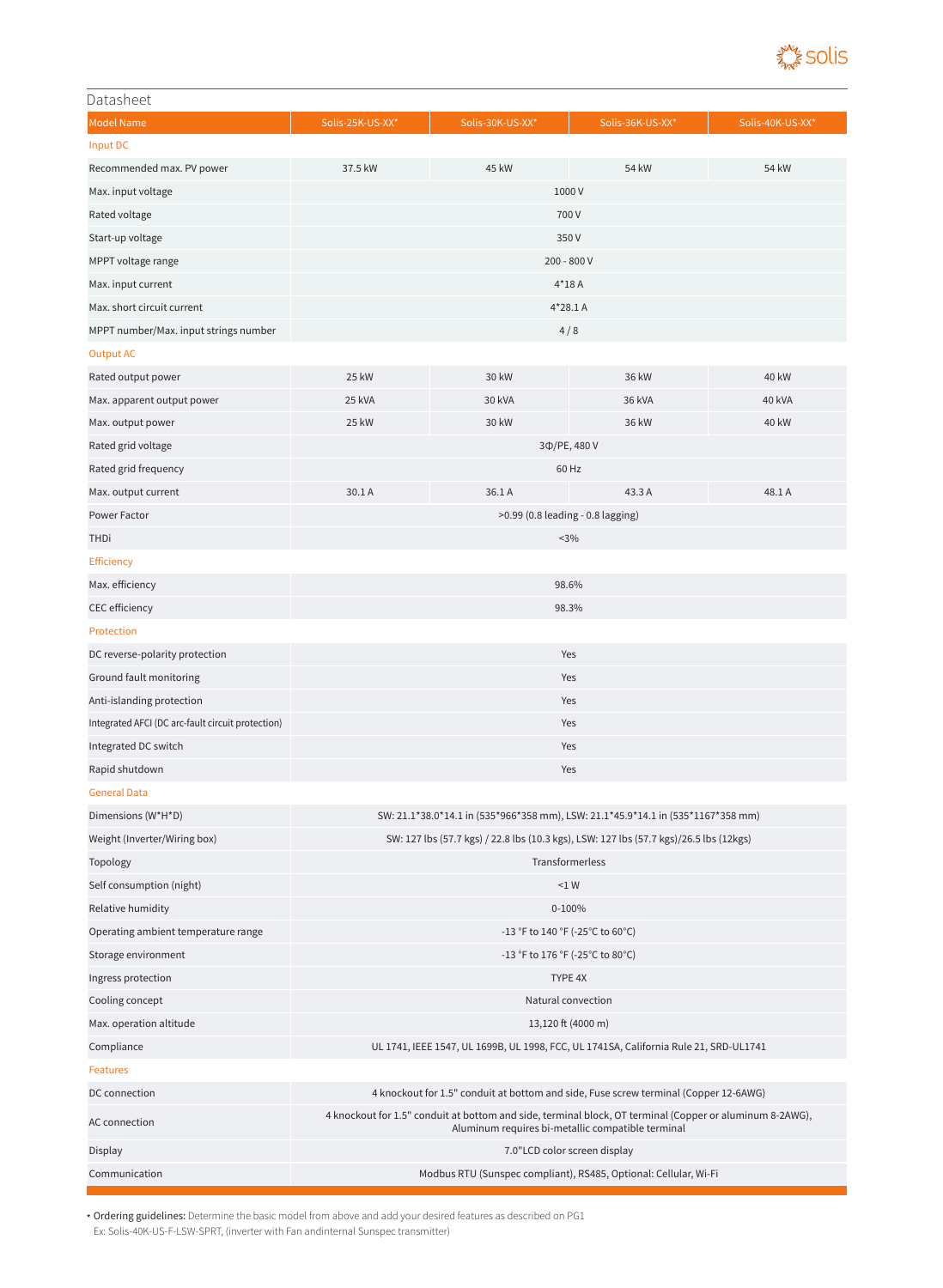## Datasheet

| Model Name | Solis-25K-US-XX* | Solis-30K-US-XX* | Solis-36K-US-XX* | Solis-40K-US-XX* |
|---|---|---|---|---|
| **Input DC** | | | | |
| Recommended max. PV power | 37.5 kW | 45 kW | 54 kW | 54 kW |
| Max. input voltage | 1000 V | | | |
| Rated voltage | 700 V | | | |
| Start-up voltage | 350 V | | | |
| MPPT voltage range | 200 - 800 V | | | |
| Max. input current | 4*18 A | | | |
| Max. short circuit current | 4*28.1 A | | | |
| MPPT number/Max. input strings number | 4 / 8 | | | |
| **Output AC** | | | | |
| Rated output power | 25 kW | 30 kW | 36 kW | 40 kW |
| Max. apparent output power | 25 kVA | 30 kVA | 36 kVA | 40 kVA |
| Max. output power | 25 kW | 30 kW | 36 kW | 40 kW |
| Rated grid voltage | 3Φ/PE, 480 V | | | |
| Rated grid frequency | 60 Hz | | | |
| Max. output current | 30.1 A | 36.1 A | 43.3 A | 48.1 A |
| Power Factor | >0.99 (0.8 leading - 0.8 lagging) | | | |
| THDi | <3% | | | |
| **Efficiency** | | | | |
| Max. efficiency | 98.6% | | | |
| CEC efficiency | 98.3% | | | |
| **Protection** | | | | |
| DC reverse-polarity protection | Yes | | | |
| Ground fault monitoring | Yes | | | |
| Anti-islanding protection | Yes | | | |
| Integrated AFCI (DC arc-fault circuit protection) | Yes | | | |
| Integrated DC switch | Yes | | | |
| Rapid shutdown | Yes | | | |
| **General Data** | | | | |
| Dimensions (W*H*D) | SW: 21.1*38.0*14.1 in (535*966*358 mm), LSW: 21.1*45.9*14.1 in (535*1167*358 mm) | | | |
| Weight (Inverter/Wiring box) | SW: 127 lbs (57.7 kgs) / 22.8 lbs (10.3 kgs), LSW: 127 lbs (57.7 kgs)/26.5 lbs (12kgs) | | | |
| Topology | Transformerless | | | |
| Self consumption (night) | <1 W | | | |
| Relative humidity | 0-100% | | | |
| Operating ambient temperature range | -13 °F to 140 °F (-25°C to 60°C) | | | |
| Storage environment | -13 °F to 176 °F (-25°C to 80°C) | | | |
| Ingress protection | TYPE 4X | | | |
| Cooling concept | Natural convection | | | |
| Max. operation altitude | 13,120 ft (4000 m) | | | |
| Compliance | UL 1741, IEEE 1547, UL 1699B, UL 1998, FCC, UL 1741SA, California Rule 21, SRD-UL1741 | | | |
| **Features** | | | | |
| DC connection | 4 knockout for 1.5" conduit at bottom and side, Fuse screw terminal (Copper 12-6AWG) | | | |
| AC connection | 4 knockout for 1.5" conduit at bottom and side, terminal block, OT terminal (Copper or aluminum 8-2AWG), Aluminum requires bi-metallic compatible terminal | | | |
| Display | 7.0"LCD color screen display | | | |
| Communication | Modbus RTU (Sunspec compliant), RS485, Optional: Cellular, Wi-Fi | | | |

\* **Ordering guidelines:** Determine the basic model from above and add your desired features as described on PG1
Ex: Solis-40K-US-F-LSW-SPRT, (inverter with Fan andinternal Sunspec transmitter)